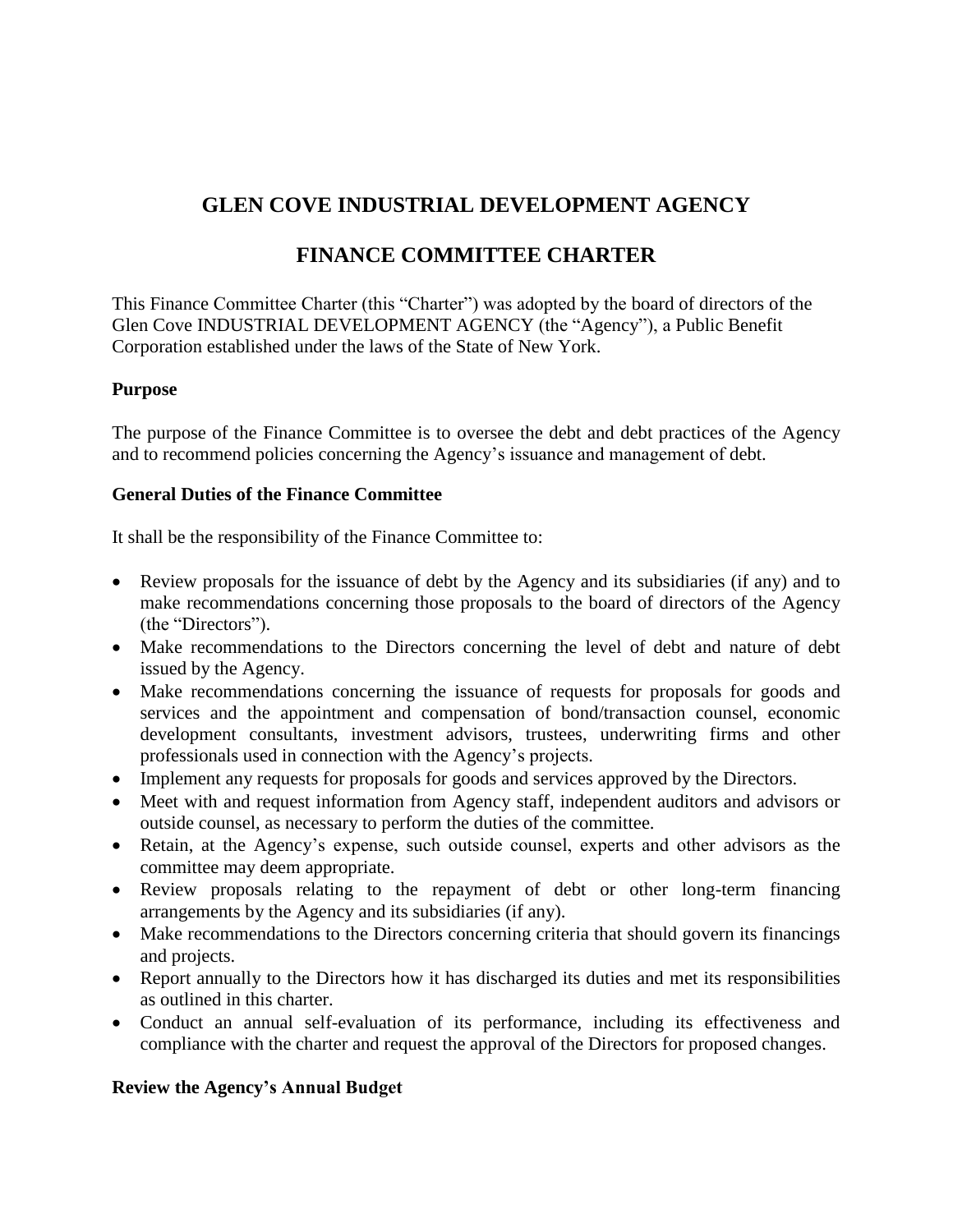# GLEN COVE INDUSTRIAL DEVELOPMENT AGENCY

# FINANCE COMMITTEE CHARTER

This Finance Committee Charter (this "Charter") was adopted by the board of directors of the Glen Cove INDUSTRIAL DEVELOPMENT AGENCY (the "Agency"), a Public Benefit Corporation established under the laws of the State of New York.

**Purpose**

The purpose of the Finance Committee is to oversee the debt and debt practices of the Agency and to recommend policies concerning the Agency's issuance and management of debt.

**General Duties of the Finance Committee**

It shall be the responsibility of the Finance Committee to:

- Review proposals for the issuance of debt by the Agency and its subsidiaries (if any) and to make recommendations concerning those proposals to the board of directors of the Agency (the "Directors").
- Make recommendations to the Directors concerning the level of debt and nature of debt issued by the Agency.
- Make recommendations concerning the issuance of requests for proposals for goods and services and the appointment and compensation of bond/transaction counsel, economic development consultants, investment advisors, trustees, underwriting firms and other professionals used in connection with the Agency's projects.
- Implement any requests for proposals for goods and services approved by the Directors.
- Meet with and request information from Agency staff, independent auditors and advisors or outside counsel, as necessary to perform the duties of the committee.
- Retain, at the Agency's expense, such outside counsel, experts and other advisors as the committee may deem appropriate.
- Review proposals relating to the repayment of debt or other long-term financing arrangements by the Agency and its subsidiaries (if any).
- Make recommendations to the Directors concerning criteria that should govern its financings and projects.
- Report annually to the Directors how it has discharged its duties and met its responsibilities as outlined in this charter.
- Conduct an annual self-evaluation of its performance, including its effectiveness and compliance with the charter and request the approval of the Directors for proposed changes.

**Review the Agency's Annual Budget**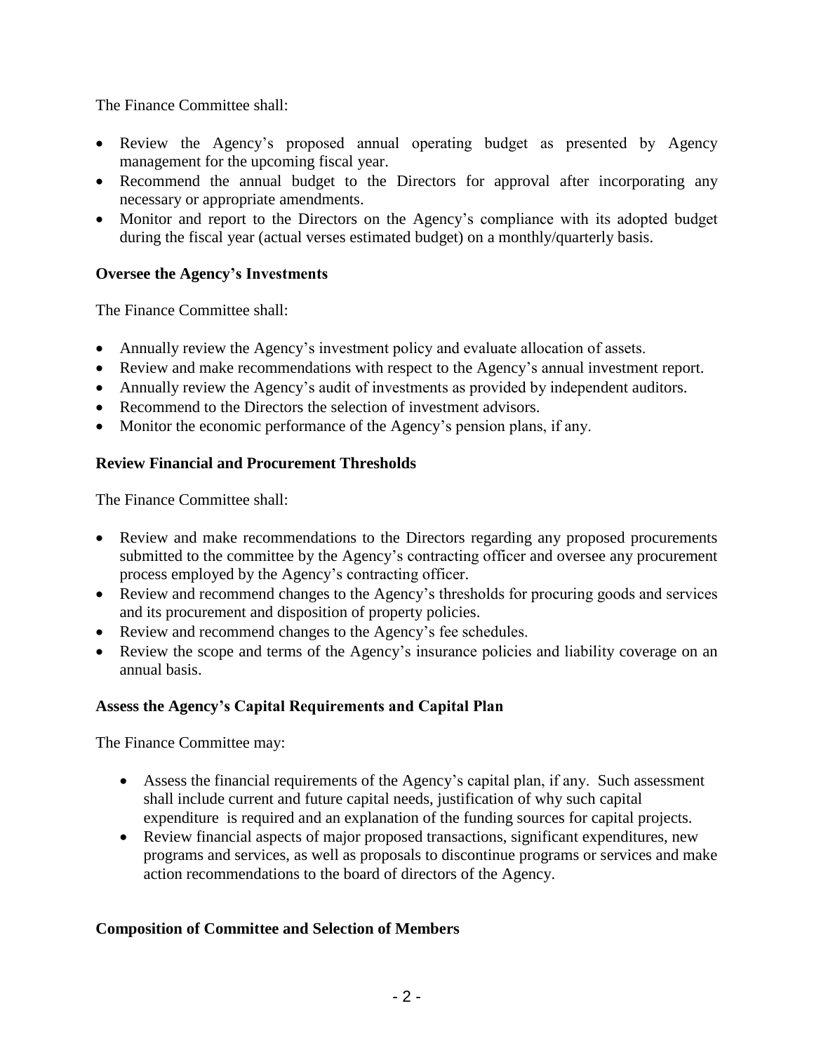The Finance Committee shall:

- Review the Agency's proposed annual operating budget as presented by Agency management for the upcoming fiscal year.
- Recommend the annual budget to the Directors for approval after incorporating any necessary or appropriate amendments.
- Monitor and report to the Directors on the Agency's compliance with its adopted budget during the fiscal year (actual verses estimated budget) on a monthly/quarterly basis.

**Oversee the Agency's Investments**

The Finance Committee shall:

- Annually review the Agency's investment policy and evaluate allocation of assets.
- Review and make recommendations with respect to the Agency's annual investment report.
- Annually review the Agency's audit of investments as provided by independent auditors.
- Recommend to the Directors the selection of investment advisors.
- Monitor the economic performance of the Agency's pension plans, if any.

**Review Financial and Procurement Thresholds**

The Finance Committee shall:

- Review and make recommendations to the Directors regarding any proposed procurements submitted to the committee by the Agency's contracting officer and oversee any procurement process employed by the Agency's contracting officer.
- Review and recommend changes to the Agency's thresholds for procuring goods and services and its procurement and disposition of property policies.
- Review and recommend changes to the Agency's fee schedules.
- Review the scope and terms of the Agency's insurance policies and liability coverage on an annual basis.

**Assess the Agency's Capital Requirements and Capital Plan**

The Finance Committee may:

- Assess the financial requirements of the Agency's capital plan, if any. Such assessment shall include current and future capital needs, justification of why such capital expenditure is required and an explanation of the funding sources for capital projects.
- Review financial aspects of major proposed transactions, significant expenditures, new programs and services, as well as proposals to discontinue programs or services and make action recommendations to the board of directors of the Agency.

**Composition of Committee and Selection of Members**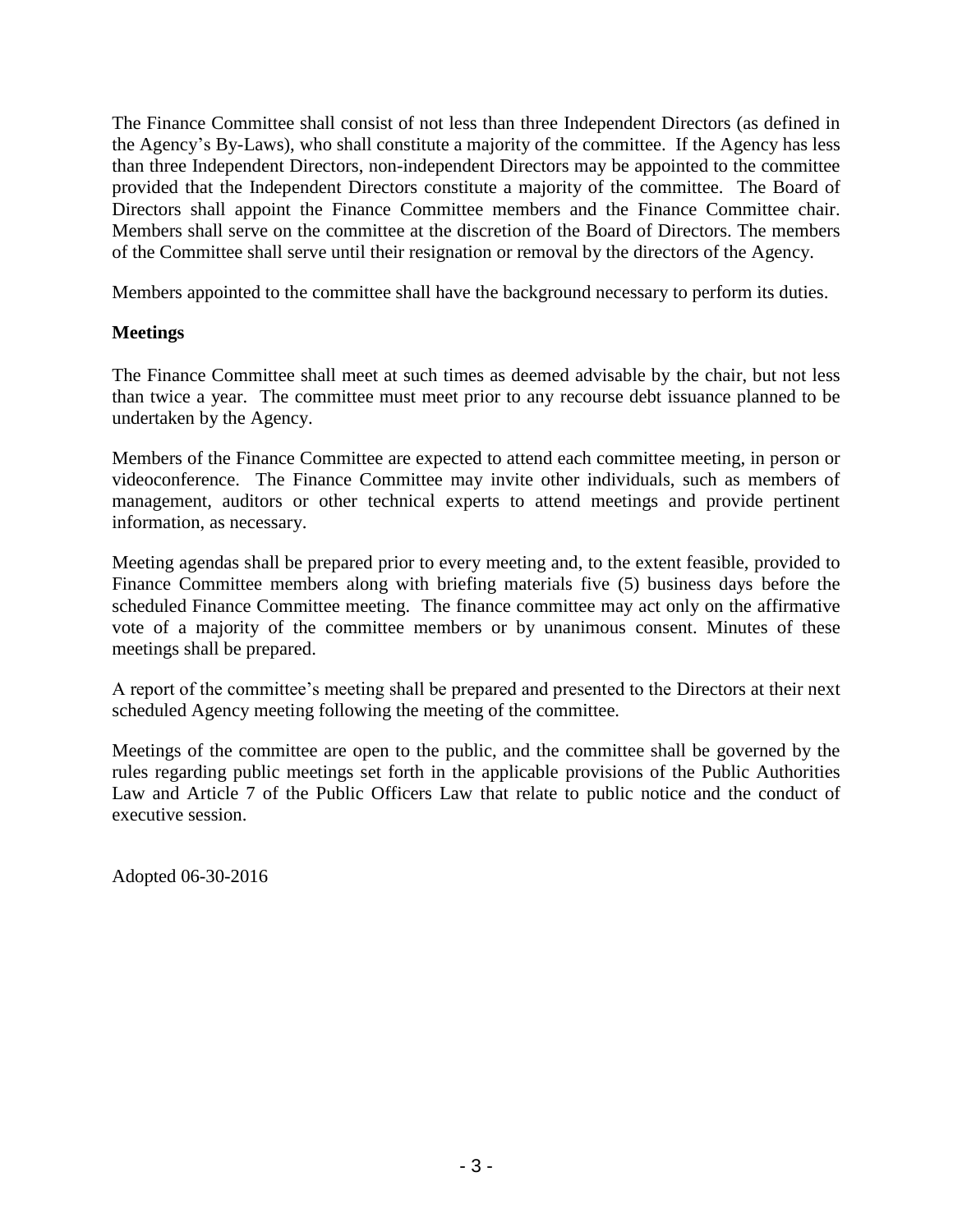The Finance Committee shall consist of not less than three Independent Directors (as defined in the Agency's By-Laws), who shall constitute a majority of the committee. If the Agency has less than three Independent Directors, non-independent Directors may be appointed to the committee provided that the Independent Directors constitute a majority of the committee. The Board of Directors shall appoint the Finance Committee members and the Finance Committee chair. Members shall serve on the committee at the discretion of the Board of Directors. The members of the Committee shall serve until their resignation or removal by the directors of the Agency.

Members appointed to the committee shall have the background necessary to perform its duties.

**Meetings**

The Finance Committee shall meet at such times as deemed advisable by the chair, but not less than twice a year. The committee must meet prior to any recourse debt issuance planned to be undertaken by the Agency.

Members of the Finance Committee are expected to attend each committee meeting, in person or videoconference. The Finance Committee may invite other individuals, such as members of management, auditors or other technical experts to attend meetings and provide pertinent information, as necessary.

Meeting agendas shall be prepared prior to every meeting and, to the extent feasible, provided to Finance Committee members along with briefing materials five (5) business days before the scheduled Finance Committee meeting. The finance committee may act only on the affirmative vote of a majority of the committee members or by unanimous consent. Minutes of these meetings shall be prepared.

A report of the committee's meeting shall be prepared and presented to the Directors at their next scheduled Agency meeting following the meeting of the committee.

Meetings of the committee are open to the public, and the committee shall be governed by the rules regarding public meetings set forth in the applicable provisions of the Public Authorities Law and Article 7 of the Public Officers Law that relate to public notice and the conduct of executive session.

Adopted 06-30-2016